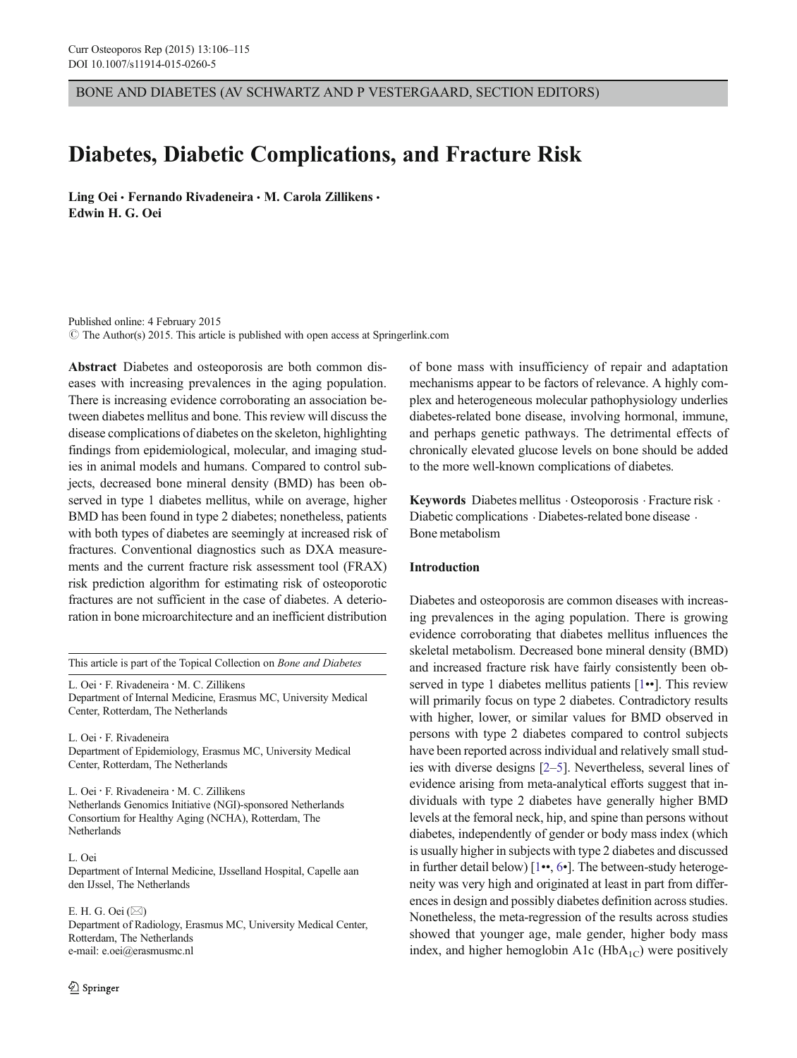BONE AND DIABETES (AV SCHWARTZ AND P VESTERGAARD, SECTION EDITORS)

# Diabetes, Diabetic Complications, and Fracture Risk

Ling Oei · Fernando Rivadeneira · M. Carola Zillikens · Edwin H. G. Oei

Published online: 4 February 2015
© The Author(s) 2015. This article is published with open access at Springerlink.com

**Abstract** Diabetes and osteoporosis are both common diseases with increasing prevalences in the aging population. There is increasing evidence corroborating an association between diabetes mellitus and bone. This review will discuss the disease complications of diabetes on the skeleton, highlighting findings from epidemiological, molecular, and imaging studies in animal models and humans. Compared to control subjects, decreased bone mineral density (BMD) has been observed in type 1 diabetes mellitus, while on average, higher BMD has been found in type 2 diabetes; nonetheless, patients with both types of diabetes are seemingly at increased risk of fractures. Conventional diagnostics such as DXA measurements and the current fracture risk assessment tool (FRAX) risk prediction algorithm for estimating risk of osteoporotic fractures are not sufficient in the case of diabetes. A deterioration in bone microarchitecture and an inefficient distribution of bone mass with insufficiency of repair and adaptation mechanisms appear to be factors of relevance. A highly complex and heterogeneous molecular pathophysiology underlies diabetes-related bone disease, involving hormonal, immune, and perhaps genetic pathways. The detrimental effects of chronically elevated glucose levels on bone should be added to the more well-known complications of diabetes.

**Keywords** Diabetes mellitus · Osteoporosis · Fracture risk · Diabetic complications · Diabetes-related bone disease · Bone metabolism

This article is part of the Topical Collection on *Bone and Diabetes*

L. Oei · F. Rivadeneira · M. C. Zillikens
Department of Internal Medicine, Erasmus MC, University Medical Center, Rotterdam, The Netherlands

L. Oei · F. Rivadeneira
Department of Epidemiology, Erasmus MC, University Medical Center, Rotterdam, The Netherlands

L. Oei · F. Rivadeneira · M. C. Zillikens
Netherlands Genomics Initiative (NGI)-sponsored Netherlands Consortium for Healthy Aging (NCHA), Rotterdam, The Netherlands

L. Oei
Department of Internal Medicine, IJsselland Hospital, Capelle aan den IJssel, The Netherlands

E. H. G. Oei (✉)
Department of Radiology, Erasmus MC, University Medical Center, Rotterdam, The Netherlands
e-mail: e.oei@erasmusmc.nl

## Introduction

Diabetes and osteoporosis are common diseases with increasing prevalences in the aging population. There is growing evidence corroborating that diabetes mellitus influences the skeletal metabolism. Decreased bone mineral density (BMD) and increased fracture risk have fairly consistently been observed in type 1 diabetes mellitus patients [1••]. This review will primarily focus on type 2 diabetes. Contradictory results with higher, lower, or similar values for BMD observed in persons with type 2 diabetes compared to control subjects have been reported across individual and relatively small studies with diverse designs [2–5]. Nevertheless, several lines of evidence arising from meta-analytical efforts suggest that individuals with type 2 diabetes have generally higher BMD levels at the femoral neck, hip, and spine than persons without diabetes, independently of gender or body mass index (which is usually higher in subjects with type 2 diabetes and discussed in further detail below) [1••, 6•]. The between-study heterogeneity was very high and originated at least in part from differences in design and possibly diabetes definition across studies. Nonetheless, the meta-regression of the results across studies showed that younger age, male gender, higher body mass index, and higher hemoglobin A1c ($HbA_{1C}$) were positively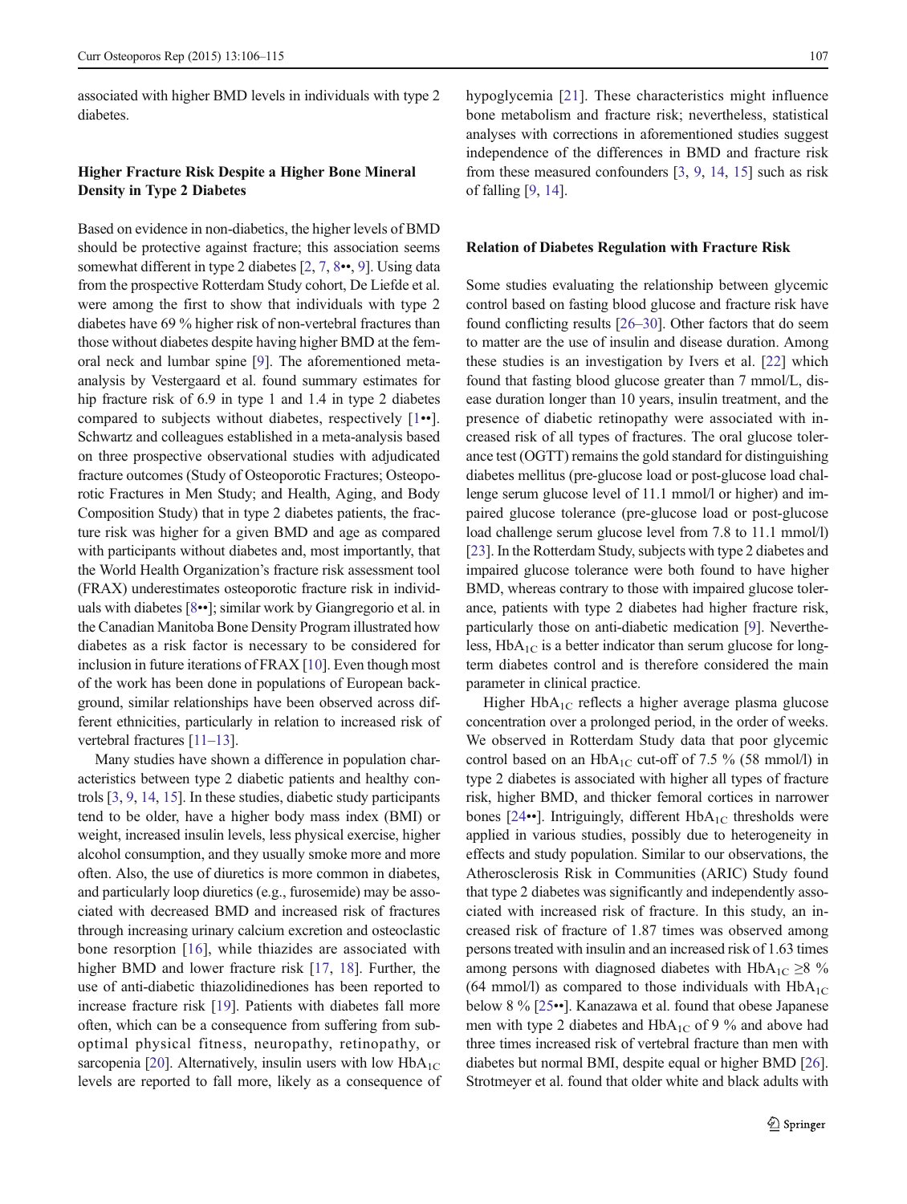associated with higher BMD levels in individuals with type 2 diabetes.

### Higher Fracture Risk Despite a Higher Bone Mineral Density in Type 2 Diabetes

Based on evidence in non-diabetics, the higher levels of BMD should be protective against fracture; this association seems somewhat different in type 2 diabetes [2, 7, 8••, 9]. Using data from the prospective Rotterdam Study cohort, De Liefde et al. were among the first to show that individuals with type 2 diabetes have 69 % higher risk of non-vertebral fractures than those without diabetes despite having higher BMD at the femoral neck and lumbar spine [9]. The aforementioned meta-analysis by Vestergaard et al. found summary estimates for hip fracture risk of 6.9 in type 1 and 1.4 in type 2 diabetes compared to subjects without diabetes, respectively [1••]. Schwartz and colleagues established in a meta-analysis based on three prospective observational studies with adjudicated fracture outcomes (Study of Osteoporotic Fractures; Osteoporotic Fractures in Men Study; and Health, Aging, and Body Composition Study) that in type 2 diabetes patients, the fracture risk was higher for a given BMD and age as compared with participants without diabetes and, most importantly, that the World Health Organization's fracture risk assessment tool (FRAX) underestimates osteoporotic fracture risk in individuals with diabetes [8••]; similar work by Giangregorio et al. in the Canadian Manitoba Bone Density Program illustrated how diabetes as a risk factor is necessary to be considered for inclusion in future iterations of FRAX [10]. Even though most of the work has been done in populations of European background, similar relationships have been observed across different ethnicities, particularly in relation to increased risk of vertebral fractures [11–13].

Many studies have shown a difference in population characteristics between type 2 diabetic patients and healthy controls [3, 9, 14, 15]. In these studies, diabetic study participants tend to be older, have a higher body mass index (BMI) or weight, increased insulin levels, less physical exercise, higher alcohol consumption, and they usually smoke more and more often. Also, the use of diuretics is more common in diabetes, and particularly loop diuretics (e.g., furosemide) may be associated with decreased BMD and increased risk of fractures through increasing urinary calcium excretion and osteoclastic bone resorption [16], while thiazides are associated with higher BMD and lower fracture risk [17, 18]. Further, the use of anti-diabetic thiazolidinediones has been reported to increase fracture risk [19]. Patients with diabetes fall more often, which can be a consequence from suffering from suboptimal physical fitness, neuropathy, retinopathy, or sarcopenia [20]. Alternatively, insulin users with low $HbA_{1C}$ levels are reported to fall more, likely as a consequence of hypoglycemia [21]. These characteristics might influence bone metabolism and fracture risk; nevertheless, statistical analyses with corrections in aforementioned studies suggest independence of the differences in BMD and fracture risk from these measured confounders [3, 9, 14, 15] such as risk of falling [9, 14].

### Relation of Diabetes Regulation with Fracture Risk

Some studies evaluating the relationship between glycemic control based on fasting blood glucose and fracture risk have found conflicting results [26–30]. Other factors that do seem to matter are the use of insulin and disease duration. Among these studies is an investigation by Ivers et al. [22] which found that fasting blood glucose greater than 7 mmol/L, disease duration longer than 10 years, insulin treatment, and the presence of diabetic retinopathy were associated with increased risk of all types of fractures. The oral glucose tolerance test (OGTT) remains the gold standard for distinguishing diabetes mellitus (pre-glucose load or post-glucose load challenge serum glucose level of 11.1 mmol/l or higher) and impaired glucose tolerance (pre-glucose load or post-glucose load challenge serum glucose level from 7.8 to 11.1 mmol/l) [23]. In the Rotterdam Study, subjects with type 2 diabetes and impaired glucose tolerance were both found to have higher BMD, whereas contrary to those with impaired glucose tolerance, patients with type 2 diabetes had higher fracture risk, particularly those on anti-diabetic medication [9]. Nevertheless, $HbA_{1C}$ is a better indicator than serum glucose for long-term diabetes control and is therefore considered the main parameter in clinical practice.

Higher $HbA_{1C}$ reflects a higher average plasma glucose concentration over a prolonged period, in the order of weeks. We observed in Rotterdam Study data that poor glycemic control based on an $HbA_{1C}$ cut-off of 7.5 % (58 mmol/l) in type 2 diabetes is associated with higher all types of fracture risk, higher BMD, and thicker femoral cortices in narrower bones [24••]. Intriguingly, different $HbA_{1C}$ thresholds were applied in various studies, possibly due to heterogeneity in effects and study population. Similar to our observations, the Atherosclerosis Risk in Communities (ARIC) Study found that type 2 diabetes was significantly and independently associated with increased risk of fracture. In this study, an increased risk of fracture of 1.87 times was observed among persons treated with insulin and an increased risk of 1.63 times among persons with diagnosed diabetes with $HbA_{1C} \geq 8$ % (64 mmol/l) as compared to those individuals with $HbA_{1C}$ below 8 % [25••]. Kanazawa et al. found that obese Japanese men with type 2 diabetes and $HbA_{1C}$ of 9 % and above had three times increased risk of vertebral fracture than men with diabetes but normal BMI, despite equal or higher BMD [26]. Strotmeyer et al. found that older white and black adults with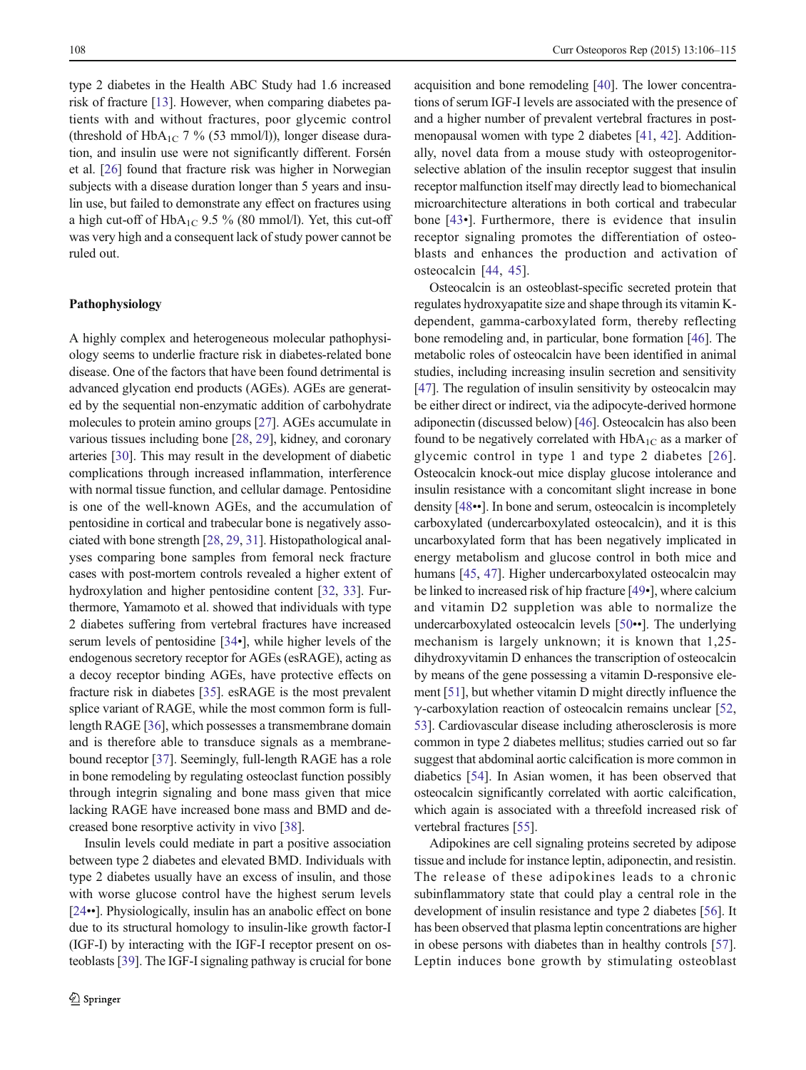type 2 diabetes in the Health ABC Study had 1.6 increased risk of fracture [13]. However, when comparing diabetes patients with and without fractures, poor glycemic control (threshold of $HbA_{1C}$ 7 % (53 mmol/l)), longer disease duration, and insulin use were not significantly different. Forsén et al. [26] found that fracture risk was higher in Norwegian subjects with a disease duration longer than 5 years and insulin use, but failed to demonstrate any effect on fractures using a high cut-off of $HbA_{1C}$ 9.5 % (80 mmol/l). Yet, this cut-off was very high and a consequent lack of study power cannot be ruled out.

## Pathophysiology

A highly complex and heterogeneous molecular pathophysiology seems to underlie fracture risk in diabetes-related bone disease. One of the factors that have been found detrimental is advanced glycation end products (AGEs). AGEs are generated by the sequential non-enzymatic addition of carbohydrate molecules to protein amino groups [27]. AGEs accumulate in various tissues including bone [28, 29], kidney, and coronary arteries [30]. This may result in the development of diabetic complications through increased inflammation, interference with normal tissue function, and cellular damage. Pentosidine is one of the well-known AGEs, and the accumulation of pentosidine in cortical and trabecular bone is negatively associated with bone strength [28, 29, 31]. Histopathological analyses comparing bone samples from femoral neck fracture cases with post-mortem controls revealed a higher extent of hydroxylation and higher pentosidine content [32, 33]. Furthermore, Yamamoto et al. showed that individuals with type 2 diabetes suffering from vertebral fractures have increased serum levels of pentosidine [34•], while higher levels of the endogenous secretory receptor for AGEs (esRAGE), acting as a decoy receptor binding AGEs, have protective effects on fracture risk in diabetes [35]. esRAGE is the most prevalent splice variant of RAGE, while the most common form is full-length RAGE [36], which possesses a transmembrane domain and is therefore able to transduce signals as a membrane-bound receptor [37]. Seemingly, full-length RAGE has a role in bone remodeling by regulating osteoclast function possibly through integrin signaling and bone mass given that mice lacking RAGE have increased bone mass and BMD and decreased bone resorptive activity in vivo [38].

Insulin levels could mediate in part a positive association between type 2 diabetes and elevated BMD. Individuals with type 2 diabetes usually have an excess of insulin, and those with worse glucose control have the highest serum levels [24••]. Physiologically, insulin has an anabolic effect on bone due to its structural homology to insulin-like growth factor-I (IGF-I) by interacting with the IGF-I receptor present on osteoblasts [39]. The IGF-I signaling pathway is crucial for bone acquisition and bone remodeling [40]. The lower concentrations of serum IGF-I levels are associated with the presence of and a higher number of prevalent vertebral fractures in postmenopausal women with type 2 diabetes [41, 42]. Additionally, novel data from a mouse study with osteoprogenitor-selective ablation of the insulin receptor suggest that insulin receptor malfunction itself may directly lead to biomechanical microarchitecture alterations in both cortical and trabecular bone [43•]. Furthermore, there is evidence that insulin receptor signaling promotes the differentiation of osteoblasts and enhances the production and activation of osteocalcin [44, 45].

Osteocalcin is an osteoblast-specific secreted protein that regulates hydroxyapatite size and shape through its vitamin K-dependent, gamma-carboxylated form, thereby reflecting bone remodeling and, in particular, bone formation [46]. The metabolic roles of osteocalcin have been identified in animal studies, including increasing insulin secretion and sensitivity [47]. The regulation of insulin sensitivity by osteocalcin may be either direct or indirect, via the adipocyte-derived hormone adiponectin (discussed below) [46]. Osteocalcin has also been found to be negatively correlated with $HbA_{1C}$ as a marker of glycemic control in type 1 and type 2 diabetes [26]. Osteocalcin knock-out mice display glucose intolerance and insulin resistance with a concomitant slight increase in bone density [48••]. In bone and serum, osteocalcin is incompletely carboxylated (undercarboxylated osteocalcin), and it is this uncarboxylated form that has been negatively implicated in energy metabolism and glucose control in both mice and humans [45, 47]. Higher undercarboxylated osteocalcin may be linked to increased risk of hip fracture [49•], where calcium and vitamin D2 suppletion was able to normalize the undercarboxylated osteocalcin levels [50••]. The underlying mechanism is largely unknown; it is known that 1,25-dihydroxyvitamin D enhances the transcription of osteocalcin by means of the gene possessing a vitamin D-responsive element [51], but whether vitamin D might directly influence the $\gamma$-carboxylation reaction of osteocalcin remains unclear [52, 53]. Cardiovascular disease including atherosclerosis is more common in type 2 diabetes mellitus; studies carried out so far suggest that abdominal aortic calcification is more common in diabetics [54]. In Asian women, it has been observed that osteocalcin significantly correlated with aortic calcification, which again is associated with a threefold increased risk of vertebral fractures [55].

Adipokines are cell signaling proteins secreted by adipose tissue and include for instance leptin, adiponectin, and resistin. The release of these adipokines leads to a chronic subinflammatory state that could play a central role in the development of insulin resistance and type 2 diabetes [56]. It has been observed that plasma leptin concentrations are higher in obese persons with diabetes than in healthy controls [57]. Leptin induces bone growth by stimulating osteoblast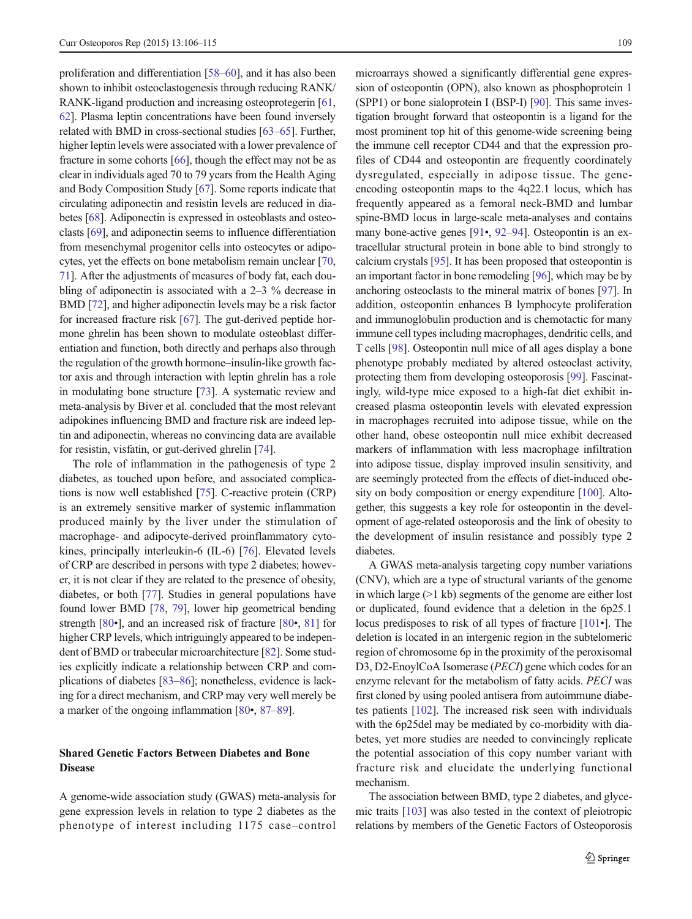proliferation and differentiation [58–60], and it has also been shown to inhibit osteoclastogenesis through reducing RANK/RANK-ligand production and increasing osteoprotegerin [61, 62]. Plasma leptin concentrations have been found inversely related with BMD in cross-sectional studies [63–65]. Further, higher leptin levels were associated with a lower prevalence of fracture in some cohorts [66], though the effect may not be as clear in individuals aged 70 to 79 years from the Health Aging and Body Composition Study [67]. Some reports indicate that circulating adiponectin and resistin levels are reduced in diabetes [68]. Adiponectin is expressed in osteoblasts and osteoclasts [69], and adiponectin seems to influence differentiation from mesenchymal progenitor cells into osteocytes or adipocytes, yet the effects on bone metabolism remain unclear [70, 71]. After the adjustments of measures of body fat, each doubling of adiponectin is associated with a 2–3 % decrease in BMD [72], and higher adiponectin levels may be a risk factor for increased fracture risk [67]. The gut-derived peptide hormone ghrelin has been shown to modulate osteoblast differentiation and function, both directly and perhaps also through the regulation of the growth hormone–insulin-like growth factor axis and through interaction with leptin ghrelin has a role in modulating bone structure [73]. A systematic review and meta-analysis by Biver et al. concluded that the most relevant adipokines influencing BMD and fracture risk are indeed leptin and adiponectin, whereas no convincing data are available for resistin, visfatin, or gut-derived ghrelin [74].

The role of inflammation in the pathogenesis of type 2 diabetes, as touched upon before, and associated complications is now well established [75]. C-reactive protein (CRP) is an extremely sensitive marker of systemic inflammation produced mainly by the liver under the stimulation of macrophage- and adipocyte-derived proinflammatory cytokines, principally interleukin-6 (IL-6) [76]. Elevated levels of CRP are described in persons with type 2 diabetes; however, it is not clear if they are related to the presence of obesity, diabetes, or both [77]. Studies in general populations have found lower BMD [78, 79], lower hip geometrical bending strength [80•], and an increased risk of fracture [80•, 81] for higher CRP levels, which intriguingly appeared to be independent of BMD or trabecular microarchitecture [82]. Some studies explicitly indicate a relationship between CRP and complications of diabetes [83–86]; nonetheless, evidence is lacking for a direct mechanism, and CRP may very well merely be a marker of the ongoing inflammation [80•, 87–89].

## Shared Genetic Factors Between Diabetes and Bone Disease

A genome-wide association study (GWAS) meta-analysis for gene expression levels in relation to type 2 diabetes as the phenotype of interest including 1175 case–control microarrays showed a significantly differential gene expression of osteopontin (OPN), also known as phosphoprotein 1 (SPP1) or bone sialoprotein I (BSP-I) [90]. This same investigation brought forward that osteopontin is a ligand for the most prominent top hit of this genome-wide screening being the immune cell receptor CD44 and that the expression profiles of CD44 and osteopontin are frequently coordinately dysregulated, especially in adipose tissue. The gene-encoding osteopontin maps to the 4q22.1 locus, which has frequently appeared as a femoral neck-BMD and lumbar spine-BMD locus in large-scale meta-analyses and contains many bone-active genes [91•, 92–94]. Osteopontin is an extracellular structural protein in bone able to bind strongly to calcium crystals [95]. It has been proposed that osteopontin is an important factor in bone remodeling [96], which may be by anchoring osteoclasts to the mineral matrix of bones [97]. In addition, osteopontin enhances B lymphocyte proliferation and immunoglobulin production and is chemotactic for many immune cell types including macrophages, dendritic cells, and T cells [98]. Osteopontin null mice of all ages display a bone phenotype probably mediated by altered osteoclast activity, protecting them from developing osteoporosis [99]. Fascinatingly, wild-type mice exposed to a high-fat diet exhibit increased plasma osteopontin levels with elevated expression in macrophages recruited into adipose tissue, while on the other hand, obese osteopontin null mice exhibit decreased markers of inflammation with less macrophage infiltration into adipose tissue, display improved insulin sensitivity, and are seemingly protected from the effects of diet-induced obesity on body composition or energy expenditure [100]. Altogether, this suggests a key role for osteopontin in the development of age-related osteoporosis and the link of obesity to the development of insulin resistance and possibly type 2 diabetes.

A GWAS meta-analysis targeting copy number variations (CNV), which are a type of structural variants of the genome in which large (>1 kb) segments of the genome are either lost or duplicated, found evidence that a deletion in the 6p25.1 locus predisposes to risk of all types of fracture [101•]. The deletion is located in an intergenic region in the subtelomeric region of chromosome 6p in the proximity of the peroxisomal D3, D2-EnoylCoA Isomerase (*PECI*) gene which codes for an enzyme relevant for the metabolism of fatty acids. *PECI* was first cloned by using pooled antisera from autoimmune diabetes patients [102]. The increased risk seen with individuals with the 6p25del may be mediated by co-morbidity with diabetes, yet more studies are needed to convincingly replicate the potential association of this copy number variant with fracture risk and elucidate the underlying functional mechanism.

The association between BMD, type 2 diabetes, and glycemic traits [103] was also tested in the context of pleiotropic relations by members of the Genetic Factors of Osteoporosis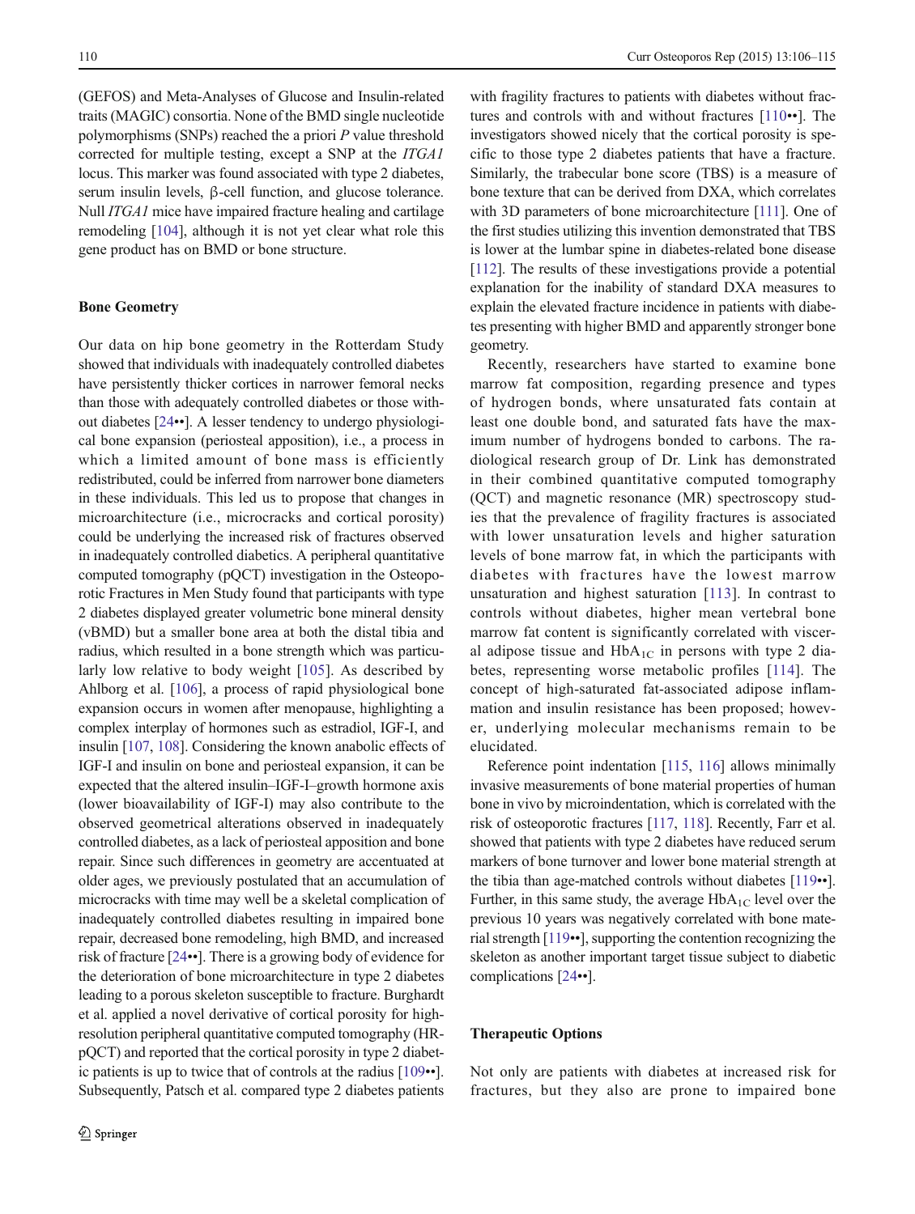(GEFOS) and Meta-Analyses of Glucose and Insulin-related traits (MAGIC) consortia. None of the BMD single nucleotide polymorphisms (SNPs) reached the a priori *P* value threshold corrected for multiple testing, except a SNP at the *ITGA1* locus. This marker was found associated with type 2 diabetes, serum insulin levels, β-cell function, and glucose tolerance. Null *ITGA1* mice have impaired fracture healing and cartilage remodeling [104], although it is not yet clear what role this gene product has on BMD or bone structure.

### Bone Geometry

Our data on hip bone geometry in the Rotterdam Study showed that individuals with inadequately controlled diabetes have persistently thicker cortices in narrower femoral necks than those with adequately controlled diabetes or those without diabetes [24••]. A lesser tendency to undergo physiological bone expansion (periosteal apposition), i.e., a process in which a limited amount of bone mass is efficiently redistributed, could be inferred from narrower bone diameters in these individuals. This led us to propose that changes in microarchitecture (i.e., microcracks and cortical porosity) could be underlying the increased risk of fractures observed in inadequately controlled diabetics. A peripheral quantitative computed tomography (pQCT) investigation in the Osteoporotic Fractures in Men Study found that participants with type 2 diabetes displayed greater volumetric bone mineral density (vBMD) but a smaller bone area at both the distal tibia and radius, which resulted in a bone strength which was particularly low relative to body weight [105]. As described by Ahlborg et al. [106], a process of rapid physiological bone expansion occurs in women after menopause, highlighting a complex interplay of hormones such as estradiol, IGF-I, and insulin [107, 108]. Considering the known anabolic effects of IGF-I and insulin on bone and periosteal expansion, it can be expected that the altered insulin–IGF-I–growth hormone axis (lower bioavailability of IGF-I) may also contribute to the observed geometrical alterations observed in inadequately controlled diabetes, as a lack of periosteal apposition and bone repair. Since such differences in geometry are accentuated at older ages, we previously postulated that an accumulation of microcracks with time may well be a skeletal complication of inadequately controlled diabetes resulting in impaired bone repair, decreased bone remodeling, high BMD, and increased risk of fracture [24••]. There is a growing body of evidence for the deterioration of bone microarchitecture in type 2 diabetes leading to a porous skeleton susceptible to fracture. Burghardt et al. applied a novel derivative of cortical porosity for high-resolution peripheral quantitative computed tomography (HR-pQCT) and reported that the cortical porosity in type 2 diabetic patients is up to twice that of controls at the radius [109••]. Subsequently, Patsch et al. compared type 2 diabetes patients with fragility fractures to patients with diabetes without fractures and controls with and without fractures [110••]. The investigators showed nicely that the cortical porosity is specific to those type 2 diabetes patients that have a fracture. Similarly, the trabecular bone score (TBS) is a measure of bone texture that can be derived from DXA, which correlates with 3D parameters of bone microarchitecture [111]. One of the first studies utilizing this invention demonstrated that TBS is lower at the lumbar spine in diabetes-related bone disease [112]. The results of these investigations provide a potential explanation for the inability of standard DXA measures to explain the elevated fracture incidence in patients with diabetes presenting with higher BMD and apparently stronger bone geometry.

Recently, researchers have started to examine bone marrow fat composition, regarding presence and types of hydrogen bonds, where unsaturated fats contain at least one double bond, and saturated fats have the maximum number of hydrogens bonded to carbons. The radiological research group of Dr. Link has demonstrated in their combined quantitative computed tomography (QCT) and magnetic resonance (MR) spectroscopy studies that the prevalence of fragility fractures is associated with lower unsaturation levels and higher saturation levels of bone marrow fat, in which the participants with diabetes with fractures have the lowest marrow unsaturation and highest saturation [113]. In contrast to controls without diabetes, higher mean vertebral bone marrow fat content is significantly correlated with visceral adipose tissue and $HbA_{1C}$ in persons with type 2 diabetes, representing worse metabolic profiles [114]. The concept of high-saturated fat-associated adipose inflammation and insulin resistance has been proposed; however, underlying molecular mechanisms remain to be elucidated.

Reference point indentation [115, 116] allows minimally invasive measurements of bone material properties of human bone in vivo by microindentation, which is correlated with the risk of osteoporotic fractures [117, 118]. Recently, Farr et al. showed that patients with type 2 diabetes have reduced serum markers of bone turnover and lower bone material strength at the tibia than age-matched controls without diabetes [119••]. Further, in this same study, the average $HbA_{1C}$ level over the previous 10 years was negatively correlated with bone material strength [119••], supporting the contention recognizing the skeleton as another important target tissue subject to diabetic complications [24••].

### Therapeutic Options

Not only are patients with diabetes at increased risk for fractures, but they also are prone to impaired bone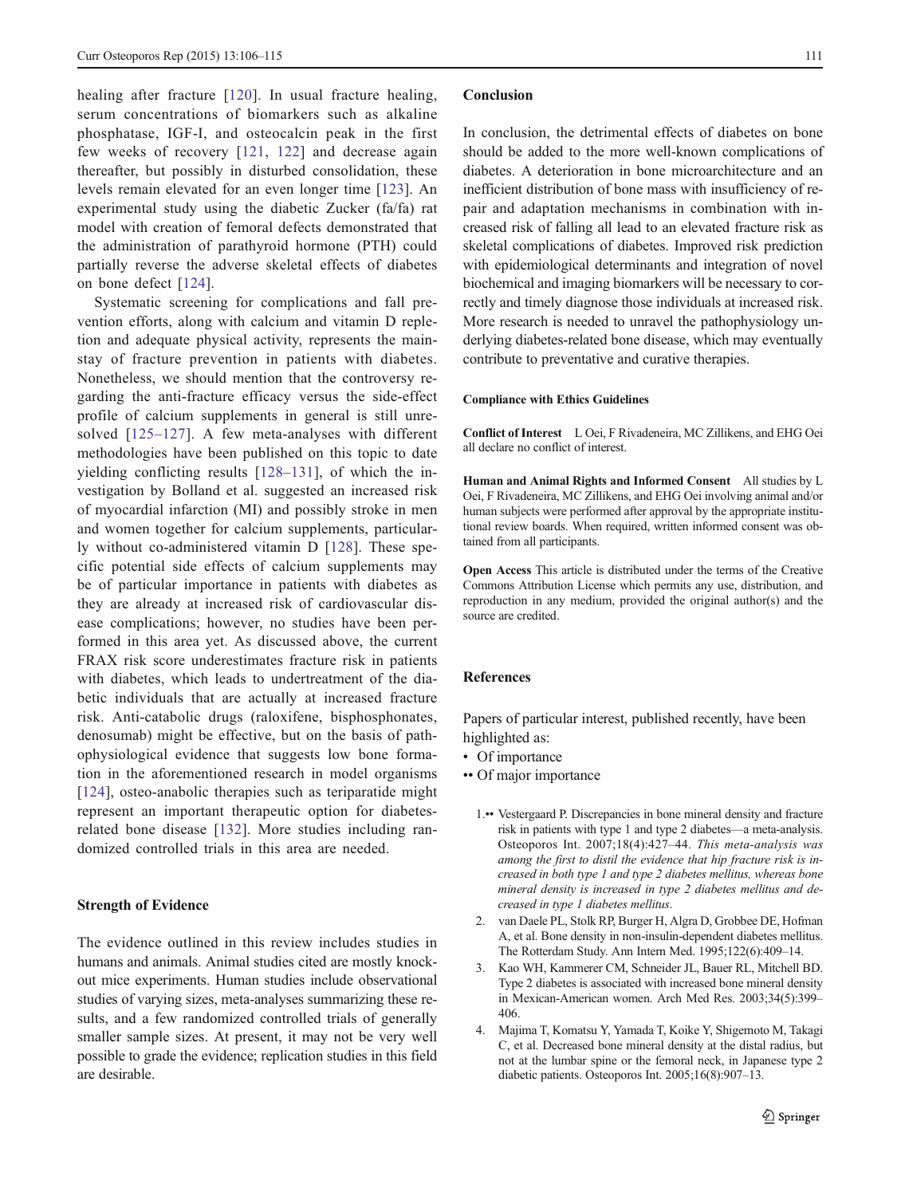healing after fracture [120]. In usual fracture healing, serum concentrations of biomarkers such as alkaline phosphatase, IGF-I, and osteocalcin peak in the first few weeks of recovery [121, 122] and decrease again thereafter, but possibly in disturbed consolidation, these levels remain elevated for an even longer time [123]. An experimental study using the diabetic Zucker (fa/fa) rat model with creation of femoral defects demonstrated that the administration of parathyroid hormone (PTH) could partially reverse the adverse skeletal effects of diabetes on bone defect [124].

Systematic screening for complications and fall prevention efforts, along with calcium and vitamin D repletion and adequate physical activity, represents the mainstay of fracture prevention in patients with diabetes. Nonetheless, we should mention that the controversy regarding the anti-fracture efficacy versus the side-effect profile of calcium supplements in general is still unresolved [125–127]. A few meta-analyses with different methodologies have been published on this topic to date yielding conflicting results [128–131], of which the investigation by Bolland et al. suggested an increased risk of myocardial infarction (MI) and possibly stroke in men and women together for calcium supplements, particularly without co-administered vitamin D [128]. These specific potential side effects of calcium supplements may be of particular importance in patients with diabetes as they are already at increased risk of cardiovascular disease complications; however, no studies have been performed in this area yet. As discussed above, the current FRAX risk score underestimates fracture risk in patients with diabetes, which leads to undertreatment of the diabetic individuals that are actually at increased fracture risk. Anti-catabolic drugs (raloxifene, bisphosphonates, denosumab) might be effective, but on the basis of pathophysiological evidence that suggests low bone formation in the aforementioned research in model organisms [124], osteo-anabolic therapies such as teriparatide might represent an important therapeutic option for diabetes-related bone disease [132]. More studies including randomized controlled trials in this area are needed.

## Strength of Evidence

The evidence outlined in this review includes studies in humans and animals. Animal studies cited are mostly knock-out mice experiments. Human studies include observational studies of varying sizes, meta-analyses summarizing these results, and a few randomized controlled trials of generally smaller sample sizes. At present, it may not be very well possible to grade the evidence; replication studies in this field are desirable.

## Conclusion

In conclusion, the detrimental effects of diabetes on bone should be added to the more well-known complications of diabetes. A deterioration in bone microarchitecture and an inefficient distribution of bone mass with insufficiency of repair and adaptation mechanisms in combination with increased risk of falling all lead to an elevated fracture risk as skeletal complications of diabetes. Improved risk prediction with epidemiological determinants and integration of novel biochemical and imaging biomarkers will be necessary to correctly and timely diagnose those individuals at increased risk. More research is needed to unravel the pathophysiology underlying diabetes-related bone disease, which may eventually contribute to preventative and curative therapies.

#### Compliance with Ethics Guidelines

**Conflict of Interest** L Oei, F Rivadeneira, MC Zillikens, and EHG Oei all declare no conflict of interest.

**Human and Animal Rights and Informed Consent** All studies by L Oei, F Rivadeneira, MC Zillikens, and EHG Oei involving animal and/or human subjects were performed after approval by the appropriate institutional review boards. When required, written informed consent was obtained from all participants.

**Open Access** This article is distributed under the terms of the Creative Commons Attribution License which permits any use, distribution, and reproduction in any medium, provided the original author(s) and the source are credited.

## References

Papers of particular interest, published recently, have been highlighted as:
- • Of importance
- •• Of major importance

1. •• Vestergaard P. Discrepancies in bone mineral density and fracture risk in patients with type 1 and type 2 diabetes—a meta-analysis. Osteoporos Int. 2007;18(4):427–44. *This meta-analysis was among the first to distil the evidence that hip fracture risk is increased in both type 1 and type 2 diabetes mellitus, whereas bone mineral density is increased in type 2 diabetes mellitus and decreased in type 1 diabetes mellitus.*
2. van Daele PL, Stolk RP, Burger H, Algra D, Grobbee DE, Hofman A, et al. Bone density in non-insulin-dependent diabetes mellitus. The Rotterdam Study. Ann Intern Med. 1995;122(6):409–14.
3. Kao WH, Kammerer CM, Schneider JL, Bauer RL, Mitchell BD. Type 2 diabetes is associated with increased bone mineral density in Mexican-American women. Arch Med Res. 2003;34(5):399–406.
4. Majima T, Komatsu Y, Yamada T, Koike Y, Shigemoto M, Takagi C, et al. Decreased bone mineral density at the distal radius, but not at the lumbar spine or the femoral neck, in Japanese type 2 diabetic patients. Osteoporos Int. 2005;16(8):907–13.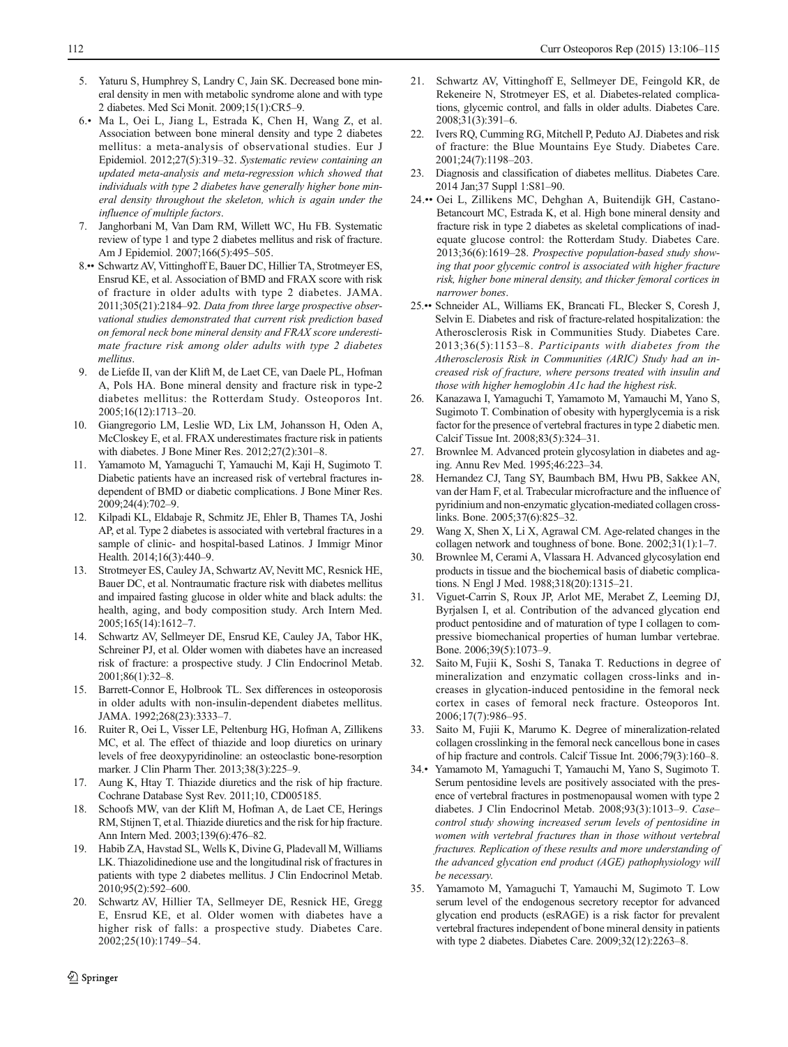5. Yaturu S, Humphrey S, Landry C, Jain SK. Decreased bone mineral density in men with metabolic syndrome alone and with type 2 diabetes. Med Sci Monit. 2009;15(1):CR5–9.
6.• Ma L, Oei L, Jiang L, Estrada K, Chen H, Wang Z, et al. Association between bone mineral density and type 2 diabetes mellitus: a meta-analysis of observational studies. Eur J Epidemiol. 2012;27(5):319–32. *Systematic review containing an updated meta-analysis and meta-regression which showed that individuals with type 2 diabetes have generally higher bone mineral density throughout the skeleton, which is again under the influence of multiple factors.*
7. Janghorbani M, Van Dam RM, Willett WC, Hu FB. Systematic review of type 1 and type 2 diabetes mellitus and risk of fracture. Am J Epidemiol. 2007;166(5):495–505.
8.•• Schwartz AV, Vittinghoff E, Bauer DC, Hillier TA, Strotmeyer ES, Ensrud KE, et al. Association of BMD and FRAX score with risk of fracture in older adults with type 2 diabetes. JAMA. 2011;305(21):2184–92. *Data from three large prospective observational studies demonstrated that current risk prediction based on femoral neck bone mineral density and FRAX score underestimate fracture risk among older adults with type 2 diabetes mellitus.*
9. de Liefde II, van der Klift M, de Laet CE, van Daele PL, Hofman A, Pols HA. Bone mineral density and fracture risk in type-2 diabetes mellitus: the Rotterdam Study. Osteoporos Int. 2005;16(12):1713–20.
10. Giangregorio LM, Leslie WD, Lix LM, Johansson H, Oden A, McCloskey E, et al. FRAX underestimates fracture risk in patients with diabetes. J Bone Miner Res. 2012;27(2):301–8.
11. Yamamoto M, Yamaguchi T, Yamauchi M, Kaji H, Sugimoto T. Diabetic patients have an increased risk of vertebral fractures independent of BMD or diabetic complications. J Bone Miner Res. 2009;24(4):702–9.
12. Kilpadi KL, Eldabaje R, Schmitz JE, Ehler B, Thames TA, Joshi AP, et al. Type 2 diabetes is associated with vertebral fractures in a sample of clinic- and hospital-based Latinos. J Immigr Minor Health. 2014;16(3):440–9.
13. Strotmeyer ES, Cauley JA, Schwartz AV, Nevitt MC, Resnick HE, Bauer DC, et al. Nontraumatic fracture risk with diabetes mellitus and impaired fasting glucose in older white and black adults: the health, aging, and body composition study. Arch Intern Med. 2005;165(14):1612–7.
14. Schwartz AV, Sellmeyer DE, Ensrud KE, Cauley JA, Tabor HK, Schreiner PJ, et al. Older women with diabetes have an increased risk of fracture: a prospective study. J Clin Endocrinol Metab. 2001;86(1):32–8.
15. Barrett-Connor E, Holbrook TL. Sex differences in osteoporosis in older adults with non-insulin-dependent diabetes mellitus. JAMA. 1992;268(23):3333–7.
16. Ruiter R, Oei L, Visser LE, Peltenburg HG, Hofman A, Zillikens MC, et al. The effect of thiazide and loop diuretics on urinary levels of free deoxypyridinoline: an osteoclastic bone-resorption marker. J Clin Pharm Ther. 2013;38(3):225–9.
17. Aung K, Htay T. Thiazide diuretics and the risk of hip fracture. Cochrane Database Syst Rev. 2011;10, CD005185.
18. Schoofs MW, van der Klift M, Hofman A, de Laet CE, Herings RM, Stijnen T, et al. Thiazide diuretics and the risk for hip fracture. Ann Intern Med. 2003;139(6):476–82.
19. Habib ZA, Havstad SL, Wells K, Divine G, Pladevall M, Williams LK. Thiazolidinedione use and the longitudinal risk of fractures in patients with type 2 diabetes mellitus. J Clin Endocrinol Metab. 2010;95(2):592–600.
20. Schwartz AV, Hillier TA, Sellmeyer DE, Resnick HE, Gregg E, Ensrud KE, et al. Older women with diabetes have a higher risk of falls: a prospective study. Diabetes Care. 2002;25(10):1749–54.
21. Schwartz AV, Vittinghoff E, Sellmeyer DE, Feingold KR, de Rekeneire N, Strotmeyer ES, et al. Diabetes-related complications, glycemic control, and falls in older adults. Diabetes Care. 2008;31(3):391–6.
22. Ivers RQ, Cumming RG, Mitchell P, Peduto AJ. Diabetes and risk of fracture: the Blue Mountains Eye Study. Diabetes Care. 2001;24(7):1198–203.
23. Diagnosis and classification of diabetes mellitus. Diabetes Care. 2014 Jan;37 Suppl 1:S81–90.
24.•• Oei L, Zillikens MC, Dehghan A, Buitendijk GH, Castano-Betancourt MC, Estrada K, et al. High bone mineral density and fracture risk in type 2 diabetes as skeletal complications of inadequate glucose control: the Rotterdam Study. Diabetes Care. 2013;36(6):1619–28. *Prospective population-based study showing that poor glycemic control is associated with higher fracture risk, higher bone mineral density, and thicker femoral cortices in narrower bones.*
25.•• Schneider AL, Williams EK, Brancati FL, Blecker S, Coresh J, Selvin E. Diabetes and risk of fracture-related hospitalization: the Atherosclerosis Risk in Communities Study. Diabetes Care. 2013;36(5):1153–8. *Participants with diabetes from the Atherosclerosis Risk in Communities (ARIC) Study had an increased risk of fracture, where persons treated with insulin and those with higher hemoglobin A1c had the highest risk.*
26. Kanazawa I, Yamaguchi T, Yamamoto M, Yamauchi M, Yano S, Sugimoto T. Combination of obesity with hyperglycemia is a risk factor for the presence of vertebral fractures in type 2 diabetic men. Calcif Tissue Int. 2008;83(5):324–31.
27. Brownlee M. Advanced protein glycosylation in diabetes and aging. Annu Rev Med. 1995;46:223–34.
28. Hernandez CJ, Tang SY, Baumbach BM, Hwu PB, Sakkee AN, van der Ham F, et al. Trabecular microfracture and the influence of pyridinium and non-enzymatic glycation-mediated collagen cross-links. Bone. 2005;37(6):825–32.
29. Wang X, Shen X, Li X, Agrawal CM. Age-related changes in the collagen network and toughness of bone. Bone. 2002;31(1):1–7.
30. Brownlee M, Cerami A, Vlassara H. Advanced glycosylation end products in tissue and the biochemical basis of diabetic complications. N Engl J Med. 1988;318(20):1315–21.
31. Viguet-Carrin S, Roux JP, Arlot ME, Merabet Z, Leeming DJ, Byrjalsen I, et al. Contribution of the advanced glycation end product pentosidine and of maturation of type I collagen to compressive biomechanical properties of human lumbar vertebrae. Bone. 2006;39(5):1073–9.
32. Saito M, Fujii K, Soshi S, Tanaka T. Reductions in degree of mineralization and enzymatic collagen cross-links and increases in glycation-induced pentosidine in the femoral neck cortex in cases of femoral neck fracture. Osteoporos Int. 2006;17(7):986–95.
33. Saito M, Fujii K, Marumo K. Degree of mineralization-related collagen crosslinking in the femoral neck cancellous bone in cases of hip fracture and controls. Calcif Tissue Int. 2006;79(3):160–8.
34.• Yamamoto M, Yamaguchi T, Yamauchi M, Yano S, Sugimoto T. Serum pentosidine levels are positively associated with the presence of vertebral fractures in postmenopausal women with type 2 diabetes. J Clin Endocrinol Metab. 2008;93(3):1013–9. *Case–control study showing increased serum levels of pentosidine in women with vertebral fractures than in those without vertebral fractures. Replication of these results and more understanding of the advanced glycation end product (AGE) pathophysiology will be necessary.*
35. Yamamoto M, Yamaguchi T, Yamauchi M, Sugimoto T. Low serum level of the endogenous secretory receptor for advanced glycation end products (esRAGE) is a risk factor for prevalent vertebral fractures independent of bone mineral density in patients with type 2 diabetes. Diabetes Care. 2009;32(12):2263–8.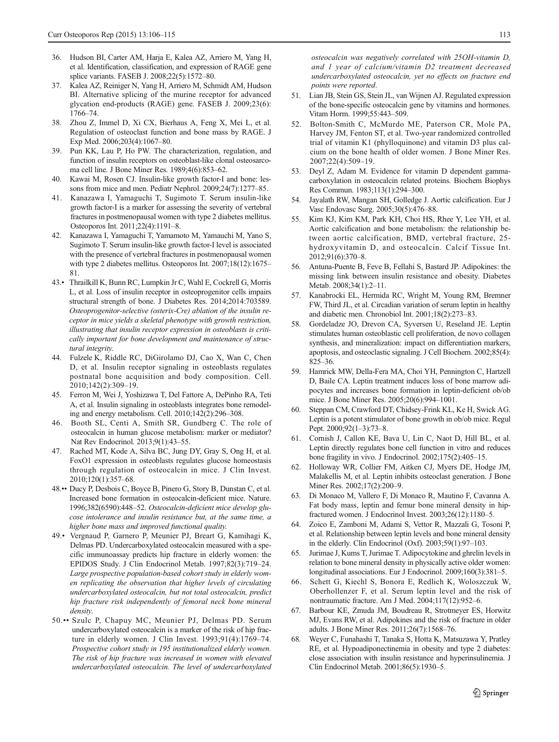36. Hudson BI, Carter AM, Harja E, Kalea AZ, Arriero M, Yang H, et al. Identification, classification, and expression of RAGE gene splice variants. FASEB J. 2008;22(5):1572–80.
37. Kalea AZ, Reiniger N, Yang H, Arriero M, Schmidt AM, Hudson BI. Alternative splicing of the murine receptor for advanced glycation end-products (RAGE) gene. FASEB J. 2009;23(6): 1766–74.
38. Zhou Z, Immel D, Xi CX, Bierhaus A, Feng X, Mei L, et al. Regulation of osteoclast function and bone mass by RAGE. J Exp Med. 2006;203(4):1067–80.
39. Pun KK, Lau P, Ho PW. The characterization, regulation, and function of insulin receptors on osteoblast-like clonal osteosarcoma cell line. J Bone Miner Res. 1989;4(6):853–62.
40. Kawai M, Rosen CJ. Insulin-like growth factor-I and bone: lessons from mice and men. Pediatr Nephrol. 2009;24(7):1277–85.
41. Kanazawa I, Yamaguchi T, Sugimoto T. Serum insulin-like growth factor-I is a marker for assessing the severity of vertebral fractures in postmenopausal women with type 2 diabetes mellitus. Osteoporos Int. 2011;22(4):1191–8.
42. Kanazawa I, Yamaguchi T, Yamamoto M, Yamauchi M, Yano S, Sugimoto T. Serum insulin-like growth factor-I level is associated with the presence of vertebral fractures in postmenopausal women with type 2 diabetes mellitus. Osteoporos Int. 2007;18(12):1675–81.
43.• Thrailkill K, Bunn RC, Lumpkin Jr C, Wahl E, Cockrell G, Morris L, et al. Loss of insulin receptor in osteoprogenitor cells impairs structural strength of bone. J Diabetes Res. 2014;2014:703589. *Osteoprogenitor-selective (osterix-Cre) ablation of the insulin receptor in mice yields a skeletal phenotype with growth restriction, illustrating that insulin receptor expression in osteoblasts is critically important for bone development and maintenance of structural integrity.*
44. Fulzele K, Riddle RC, DiGirolamo DJ, Cao X, Wan C, Chen D, et al. Insulin receptor signaling in osteoblasts regulates postnatal bone acquisition and body composition. Cell. 2010;142(2):309–19.
45. Ferron M, Wei J, Yoshizawa T, Del Fattore A, DePinho RA, Teti A, et al. Insulin signaling in osteoblasts integrates bone remodeling and energy metabolism. Cell. 2010;142(2):296–308.
46. Booth SL, Centi A, Smith SR, Gundberg C. The role of osteocalcin in human glucose metabolism: marker or mediator? Nat Rev Endocrinol. 2013;9(1):43–55.
47. Rached MT, Kode A, Silva BC, Jung DY, Gray S, Ong H, et al. FoxO1 expression in osteoblasts regulates glucose homeostasis through regulation of osteocalcin in mice. J Clin Invest. 2010;120(1):357–68.
48.•• Ducy P, Desbois C, Boyce B, Pinero G, Story B, Dunstan C, et al. Increased bone formation in osteocalcin-deficient mice. Nature. 1996;382(6590):448–52. *Osteocalcin-deficient mice develop glucose intolerance and insulin resistance but, at the same time, a higher bone mass and improved functional quality.*
49.• Vergnaud P, Garnero P, Meunier PJ, Breart G, Kamihagi K, Delmas PD. Undercarboxylated osteocalcin measured with a specific immunoassay predicts hip fracture in elderly women: the EPIDOS Study. J Clin Endocrinol Metab. 1997;82(3):719–24. *Large prospective population-based cohort study in elderly women replicating the observation that higher levels of circulating undercarboxylated osteocalcin, but not total osteocalcin, predict hip fracture risk independently of femoral neck bone mineral density.*
50.•• Szulc P, Chapuy MC, Meunier PJ, Delmas PD. Serum undercarboxylated osteocalcin is a marker of the risk of hip fracture in elderly women. J Clin Invest. 1993;91(4):1769–74. *Prospective cohort study in 195 institutionalized elderly women. The risk of hip fracture was increased in women with elevated undercarboxylated osteocalcin. The level of undercarboxylated osteocalcin was negatively correlated with 25OH-vitamin D, and 1 year of calcium/vitamin D2 treatment decreased undercarboxylated osteocalcin, yet no effects on fracture end points were reported.*
51. Lian JB, Stein GS, Stein JL, van Wijnen AJ. Regulated expression of the bone-specific osteocalcin gene by vitamins and hormones. Vitam Horm. 1999;55:443–509.
52. Bolton-Smith C, McMurdo ME, Paterson CR, Mole PA, Harvey JM, Fenton ST, et al. Two-year randomized controlled trial of vitamin K1 (phylloquinone) and vitamin D3 plus calcium on the bone health of older women. J Bone Miner Res. 2007;22(4):509–19.
53. Deyl Z, Adam M. Evidence for vitamin D dependent gamma-carboxylation in osteocalcin related proteins. Biochem Biophys Res Commun. 1983;113(1):294–300.
54. Jayalath RW, Mangan SH, Golledge J. Aortic calcification. Eur J Vasc Endovasc Surg. 2005;30(5):476–88.
55. Kim KJ, Kim KM, Park KH, Choi HS, Rhee Y, Lee YH, et al. Aortic calcification and bone metabolism: the relationship between aortic calcification, BMD, vertebral fracture, 25-hydroxyvitamin D, and osteocalcin. Calcif Tissue Int. 2012;91(6):370–8.
56. Antuna-Puente B, Feve B, Fellahi S, Bastard JP. Adipokines: the missing link between insulin resistance and obesity. Diabetes Metab. 2008;34(1):2–11.
57. Kanabrocki EL, Hermida RC, Wright M, Young RM, Bremner FW, Third JL, et al. Circadian variation of serum leptin in healthy and diabetic men. Chronobiol Int. 2001;18(2):273–83.
58. Gordeladze JO, Drevon CA, Syversen U, Reseland JE. Leptin stimulates human osteoblastic cell proliferation, de novo collagen synthesis, and mineralization: impact on differentiation markers, apoptosis, and osteoclastic signaling. J Cell Biochem. 2002;85(4): 825–36.
59. Hamrick MW, Della-Fera MA, Choi YH, Pennington C, Hartzell D, Baile CA. Leptin treatment induces loss of bone marrow adipocytes and increases bone formation in leptin-deficient ob/ob mice. J Bone Miner Res. 2005;20(6):994–1001.
60. Steppan CM, Crawford DT, Chidsey-Frink KL, Ke H, Swick AG. Leptin is a potent stimulator of bone growth in ob/ob mice. Regul Pept. 2000;92(1–3):73–8.
61. Cornish J, Callon KE, Bava U, Lin C, Naot D, Hill BL, et al. Leptin directly regulates bone cell function in vitro and reduces bone fragility in vivo. J Endocrinol. 2002;175(2):405–15.
62. Holloway WR, Collier FM, Aitken CJ, Myers DE, Hodge JM, Malakellis M, et al. Leptin inhibits osteoclast generation. J Bone Miner Res. 2002;17(2):200–9.
63. Di Monaco M, Vallero F, Di Monaco R, Mautino F, Cavanna A. Fat body mass, leptin and femur bone mineral density in hip-fractured women. J Endocrinol Invest. 2003;26(12):1180–5.
64. Zoico E, Zamboni M, Adami S, Vettor R, Mazzali G, Tosoni P, et al. Relationship between leptin levels and bone mineral density in the elderly. Clin Endocrinol (Oxf). 2003;59(1):97–103.
65. Jurimae J, Kums T, Jurimae T. Adipocytokine and ghrelin levels in relation to bone mineral density in physically active older women: longitudinal associations. Eur J Endocrinol. 2009;160(3):381–5.
66. Schett G, Kiechl S, Bonora E, Redlich K, Woloszczuk W, Oberhollenzer F, et al. Serum leptin level and the risk of nontraumatic fracture. Am J Med. 2004;117(12):952–6.
67. Barbour KE, Zmuda JM, Boudreau R, Strotmeyer ES, Horwitz MJ, Evans RW, et al. Adipokines and the risk of fracture in older adults. J Bone Miner Res. 2011;26(7):1568–76.
68. Weyer C, Funahashi T, Tanaka S, Hotta K, Matsuzawa Y, Pratley RE, et al. Hypoadiponectinemia in obesity and type 2 diabetes: close association with insulin resistance and hyperinsulinemia. J Clin Endocrinol Metab. 2001;86(5):1930–5.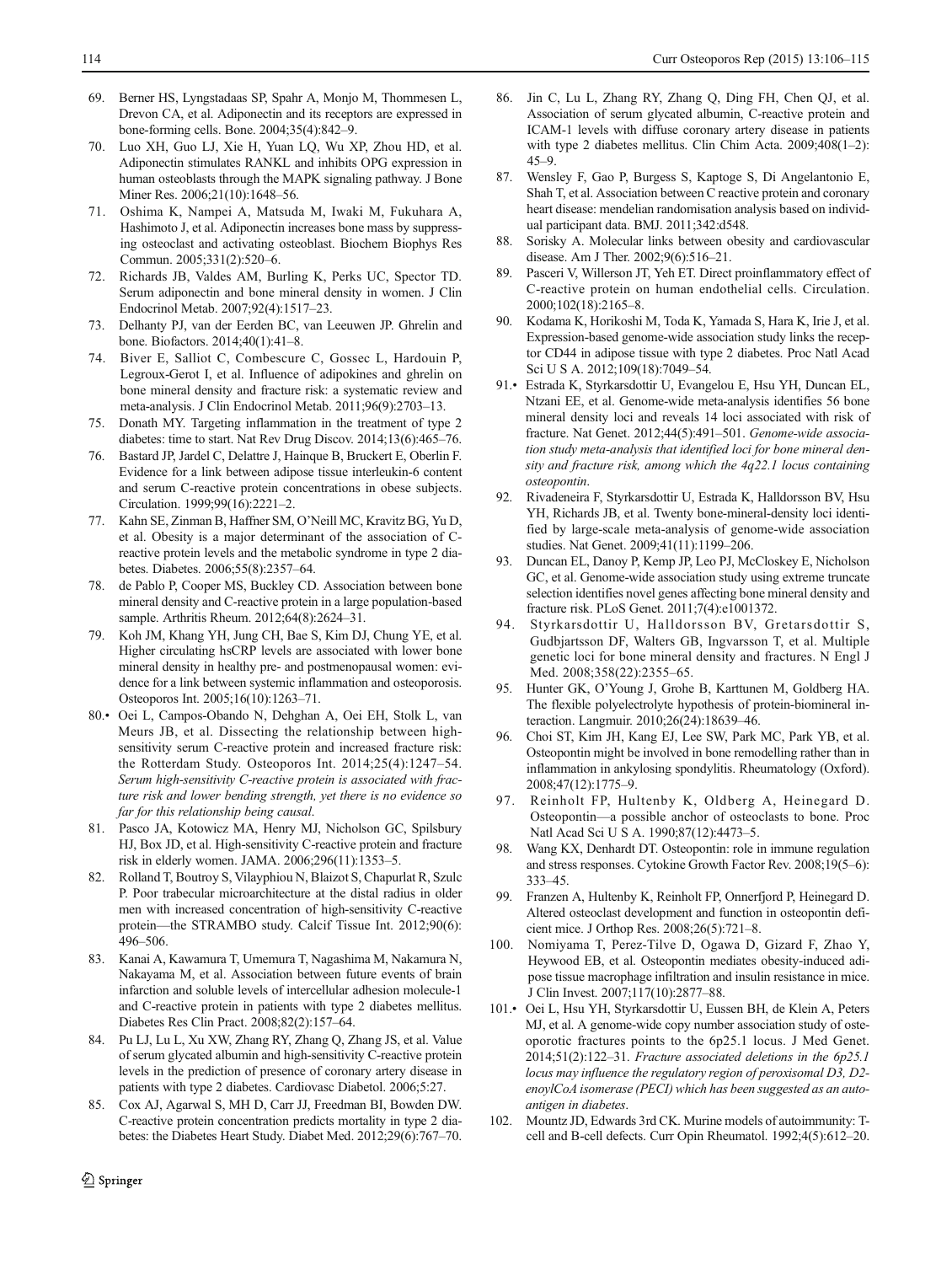69. Berner HS, Lyngstadaas SP, Spahr A, Monjo M, Thommesen L, Drevon CA, et al. Adiponectin and its receptors are expressed in bone-forming cells. Bone. 2004;35(4):842–9.
70. Luo XH, Guo LJ, Xie H, Yuan LQ, Wu XP, Zhou HD, et al. Adiponectin stimulates RANKL and inhibits OPG expression in human osteoblasts through the MAPK signaling pathway. J Bone Miner Res. 2006;21(10):1648–56.
71. Oshima K, Nampei A, Matsuda M, Iwaki M, Fukuhara A, Hashimoto J, et al. Adiponectin increases bone mass by suppressing osteoclast and activating osteoblast. Biochem Biophys Res Commun. 2005;331(2):520–6.
72. Richards JB, Valdes AM, Burling K, Perks UC, Spector TD. Serum adiponectin and bone mineral density in women. J Clin Endocrinol Metab. 2007;92(4):1517–23.
73. Delhanty PJ, van der Eerden BC, van Leeuwen JP. Ghrelin and bone. Biofactors. 2014;40(1):41–8.
74. Biver E, Salliot C, Combescure C, Gossec L, Hardouin P, Legroux-Gerot I, et al. Influence of adipokines and ghrelin on bone mineral density and fracture risk: a systematic review and meta-analysis. J Clin Endocrinol Metab. 2011;96(9):2703–13.
75. Donath MY. Targeting inflammation in the treatment of type 2 diabetes: time to start. Nat Rev Drug Discov. 2014;13(6):465–76.
76. Bastard JP, Jardel C, Delattre J, Hainque B, Bruckert E, Oberlin F. Evidence for a link between adipose tissue interleukin-6 content and serum C-reactive protein concentrations in obese subjects. Circulation. 1999;99(16):2221–2.
77. Kahn SE, Zinman B, Haffner SM, O'Neill MC, Kravitz BG, Yu D, et al. Obesity is a major determinant of the association of C-reactive protein levels and the metabolic syndrome in type 2 diabetes. Diabetes. 2006;55(8):2357–64.
78. de Pablo P, Cooper MS, Buckley CD. Association between bone mineral density and C-reactive protein in a large population-based sample. Arthritis Rheum. 2012;64(8):2624–31.
79. Koh JM, Khang YH, Jung CH, Bae S, Kim DJ, Chung YE, et al. Higher circulating hsCRP levels are associated with lower bone mineral density in healthy pre- and postmenopausal women: evidence for a link between systemic inflammation and osteoporosis. Osteoporos Int. 2005;16(10):1263–71.
80.• Oei L, Campos-Obando N, Dehghan A, Oei EH, Stolk L, van Meurs JB, et al. Dissecting the relationship between high-sensitivity serum C-reactive protein and increased fracture risk: the Rotterdam Study. Osteoporos Int. 2014;25(4):1247–54. *Serum high-sensitivity C-reactive protein is associated with fracture risk and lower bending strength, yet there is no evidence so far for this relationship being causal.*
81. Pasco JA, Kotowicz MA, Henry MJ, Nicholson GC, Spilsbury HJ, Box JD, et al. High-sensitivity C-reactive protein and fracture risk in elderly women. JAMA. 2006;296(11):1353–5.
82. Rolland T, Boutroy S, Vilayphiou N, Blaizot S, Chapurlat R, Szulc P. Poor trabecular microarchitecture at the distal radius in older men with increased concentration of high-sensitivity C-reactive protein—the STRAMBO study. Calcif Tissue Int. 2012;90(6): 496–506.
83. Kanai A, Kawamura T, Umemura T, Nagashima M, Nakamura N, Nakayama M, et al. Association between future events of brain infarction and soluble levels of intercellular adhesion molecule-1 and C-reactive protein in patients with type 2 diabetes mellitus. Diabetes Res Clin Pract. 2008;82(2):157–64.
84. Pu LJ, Lu L, Xu XW, Zhang RY, Zhang Q, Zhang JS, et al. Value of serum glycated albumin and high-sensitivity C-reactive protein levels in the prediction of presence of coronary artery disease in patients with type 2 diabetes. Cardiovasc Diabetol. 2006;5:27.
85. Cox AJ, Agarwal S, MH D, Carr JJ, Freedman BI, Bowden DW. C-reactive protein concentration predicts mortality in type 2 diabetes: the Diabetes Heart Study. Diabet Med. 2012;29(6):767–70.
86. Jin C, Lu L, Zhang RY, Zhang Q, Ding FH, Chen QJ, et al. Association of serum glycated albumin, C-reactive protein and ICAM-1 levels with diffuse coronary artery disease in patients with type 2 diabetes mellitus. Clin Chim Acta. 2009;408(1–2): 45–9.
87. Wensley F, Gao P, Burgess S, Kaptoge S, Di Angelantonio E, Shah T, et al. Association between C reactive protein and coronary heart disease: mendelian randomisation analysis based on individual participant data. BMJ. 2011;342:d548.
88. Sorisky A. Molecular links between obesity and cardiovascular disease. Am J Ther. 2002;9(6):516–21.
89. Pasceri V, Willerson JT, Yeh ET. Direct proinflammatory effect of C-reactive protein on human endothelial cells. Circulation. 2000;102(18):2165–8.
90. Kodama K, Horikoshi M, Toda K, Yamada S, Hara K, Irie J, et al. Expression-based genome-wide association study links the receptor CD44 in adipose tissue with type 2 diabetes. Proc Natl Acad Sci U S A. 2012;109(18):7049–54.
91.• Estrada K, Styrkarsdottir U, Evangelou E, Hsu YH, Duncan EL, Ntzani EE, et al. Genome-wide meta-analysis identifies 56 bone mineral density loci and reveals 14 loci associated with risk of fracture. Nat Genet. 2012;44(5):491–501. *Genome-wide association study meta-analysis that identified loci for bone mineral density and fracture risk, among which the 4q22.1 locus containing osteopontin.*
92. Rivadeneira F, Styrkarsdottir U, Estrada K, Halldorsson BV, Hsu YH, Richards JB, et al. Twenty bone-mineral-density loci identified by large-scale meta-analysis of genome-wide association studies. Nat Genet. 2009;41(11):1199–206.
93. Duncan EL, Danoy P, Kemp JP, Leo PJ, McCloskey E, Nicholson GC, et al. Genome-wide association study using extreme truncate selection identifies novel genes affecting bone mineral density and fracture risk. PLoS Genet. 2011;7(4):e1001372.
94. Styrkarsdottir U, Halldorsson BV, Gretarsdottir S, Gudbjartsson DF, Walters GB, Ingvarsson T, et al. Multiple genetic loci for bone mineral density and fractures. N Engl J Med. 2008;358(22):2355–65.
95. Hunter GK, O'Young J, Grohe B, Karttunen M, Goldberg HA. The flexible polyelectrolyte hypothesis of protein-biomineral interaction. Langmuir. 2010;26(24):18639–46.
96. Choi ST, Kim JH, Kang EJ, Lee SW, Park MC, Park YB, et al. Osteopontin might be involved in bone remodelling rather than in inflammation in ankylosing spondylitis. Rheumatology (Oxford). 2008;47(12):1775–9.
97. Reinholt FP, Hultenby K, Oldberg A, Heinegard D. Osteopontin—a possible anchor of osteoclasts to bone. Proc Natl Acad Sci U S A. 1990;87(12):4473–5.
98. Wang KX, Denhardt DT. Osteopontin: role in immune regulation and stress responses. Cytokine Growth Factor Rev. 2008;19(5–6): 333–45.
99. Franzen A, Hultenby K, Reinholt FP, Onnerfjord P, Heinegard D. Altered osteoclast development and function in osteopontin deficient mice. J Orthop Res. 2008;26(5):721–8.
100. Nomiyama T, Perez-Tilve D, Ogawa D, Gizard F, Zhao Y, Heywood EB, et al. Osteopontin mediates obesity-induced adipose tissue macrophage infiltration and insulin resistance in mice. J Clin Invest. 2007;117(10):2877–88.
101.• Oei L, Hsu YH, Styrkarsdottir U, Eussen BH, de Klein A, Peters MJ, et al. A genome-wide copy number association study of osteoporotic fractures points to the 6p25.1 locus. J Med Genet. 2014;51(2):122–31. *Fracture associated deletions in the 6p25.1 locus may influence the regulatory region of peroxisomal D3, D2-enoylCoA isomerase (PECI) which has been suggested as an autoantigen in diabetes.*
102. Mountz JD, Edwards 3rd CK. Murine models of autoimmunity: T-cell and B-cell defects. Curr Opin Rheumatol. 1992;4(5):612–20.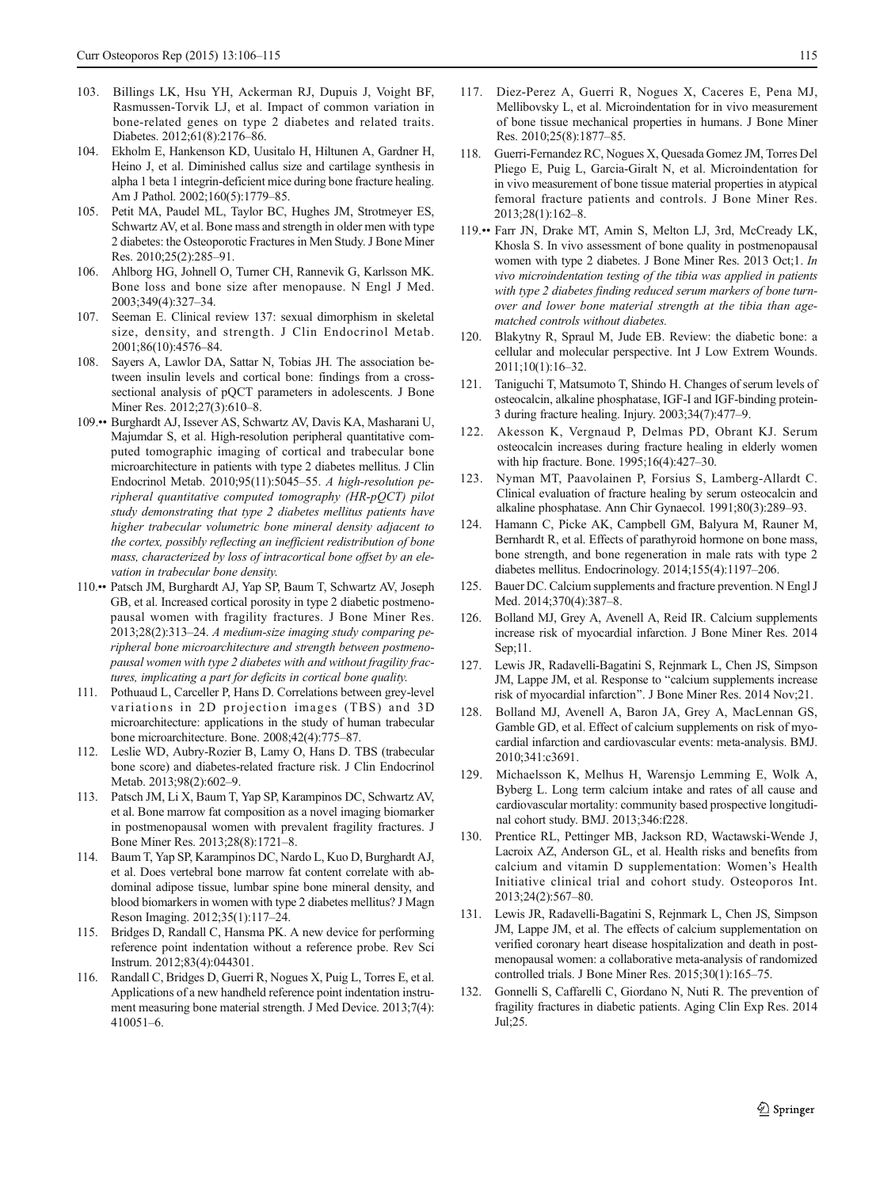103. Billings LK, Hsu YH, Ackerman RJ, Dupuis J, Voight BF, Rasmussen-Torvik LJ, et al. Impact of common variation in bone-related genes on type 2 diabetes and related traits. Diabetes. 2012;61(8):2176–86.
104. Ekholm E, Hankenson KD, Uusitalo H, Hiltunen A, Gardner H, Heino J, et al. Diminished callus size and cartilage synthesis in alpha 1 beta 1 integrin-deficient mice during bone fracture healing. Am J Pathol. 2002;160(5):1779–85.
105. Petit MA, Paudel ML, Taylor BC, Hughes JM, Strotmeyer ES, Schwartz AV, et al. Bone mass and strength in older men with type 2 diabetes: the Osteoporotic Fractures in Men Study. J Bone Miner Res. 2010;25(2):285–91.
106. Ahlborg HG, Johnell O, Turner CH, Rannevik G, Karlsson MK. Bone loss and bone size after menopause. N Engl J Med. 2003;349(4):327–34.
107. Seeman E. Clinical review 137: sexual dimorphism in skeletal size, density, and strength. J Clin Endocrinol Metab. 2001;86(10):4576–84.
108. Sayers A, Lawlor DA, Sattar N, Tobias JH. The association between insulin levels and cortical bone: findings from a cross-sectional analysis of pQCT parameters in adolescents. J Bone Miner Res. 2012;27(3):610–8.
109.•• Burghardt AJ, Issever AS, Schwartz AV, Davis KA, Masharani U, Majumdar S, et al. High-resolution peripheral quantitative computed tomographic imaging of cortical and trabecular bone microarchitecture in patients with type 2 diabetes mellitus. J Clin Endocrinol Metab. 2010;95(11):5045–55. *A high-resolution peripheral quantitative computed tomography (HR-pQCT) pilot study demonstrating that type 2 diabetes mellitus patients have higher trabecular volumetric bone mineral density adjacent to the cortex, possibly reflecting an inefficient redistribution of bone mass, characterized by loss of intracortical bone offset by an elevation in trabecular bone density.*
110.•• Patsch JM, Burghardt AJ, Yap SP, Baum T, Schwartz AV, Joseph GB, et al. Increased cortical porosity in type 2 diabetic postmenopausal women with fragility fractures. J Bone Miner Res. 2013;28(2):313–24. *A medium-size imaging study comparing peripheral bone microarchitecture and strength between postmenopausal women with type 2 diabetes with and without fragility fractures, implicating a part for deficits in cortical bone quality.*
111. Pothuaud L, Carceller P, Hans D. Correlations between grey-level variations in 2D projection images (TBS) and 3D microarchitecture: applications in the study of human trabecular bone microarchitecture. Bone. 2008;42(4):775–87.
112. Leslie WD, Aubry-Rozier B, Lamy O, Hans D. TBS (trabecular bone score) and diabetes-related fracture risk. J Clin Endocrinol Metab. 2013;98(2):602–9.
113. Patsch JM, Li X, Baum T, Yap SP, Karampinos DC, Schwartz AV, et al. Bone marrow fat composition as a novel imaging biomarker in postmenopausal women with prevalent fragility fractures. J Bone Miner Res. 2013;28(8):1721–8.
114. Baum T, Yap SP, Karampinos DC, Nardo L, Kuo D, Burghardt AJ, et al. Does vertebral bone marrow fat content correlate with abdominal adipose tissue, lumbar spine bone mineral density, and blood biomarkers in women with type 2 diabetes mellitus? J Magn Reson Imaging. 2012;35(1):117–24.
115. Bridges D, Randall C, Hansma PK. A new device for performing reference point indentation without a reference probe. Rev Sci Instrum. 2012;83(4):044301.
116. Randall C, Bridges D, Guerri R, Nogues X, Puig L, Torres E, et al. Applications of a new handheld reference point indentation instrument measuring bone material strength. J Med Device. 2013;7(4): 410051–6.
117. Diez-Perez A, Guerri R, Nogues X, Caceres E, Pena MJ, Mellibovsky L, et al. Microindentation for in vivo measurement of bone tissue mechanical properties in humans. J Bone Miner Res. 2010;25(8):1877–85.
118. Guerri-Fernandez RC, Nogues X, Quesada Gomez JM, Torres Del Pliego E, Puig L, Garcia-Giralt N, et al. Microindentation for in vivo measurement of bone tissue material properties in atypical femoral fracture patients and controls. J Bone Miner Res. 2013;28(1):162–8.
119.•• Farr JN, Drake MT, Amin S, Melton LJ, 3rd, McCready LK, Khosla S. In vivo assessment of bone quality in postmenopausal women with type 2 diabetes. J Bone Miner Res. 2013 Oct;1. *In vivo microindentation testing of the tibia was applied in patients with type 2 diabetes finding reduced serum markers of bone turnover and lower bone material strength at the tibia than age-matched controls without diabetes.*
120. Blakytny R, Spraul M, Jude EB. Review: the diabetic bone: a cellular and molecular perspective. Int J Low Extrem Wounds. 2011;10(1):16–32.
121. Taniguchi T, Matsumoto T, Shindo H. Changes of serum levels of osteocalcin, alkaline phosphatase, IGF-I and IGF-binding protein-3 during fracture healing. Injury. 2003;34(7):477–9.
122. Akesson K, Vergnaud P, Delmas PD, Obrant KJ. Serum osteocalcin increases during fracture healing in elderly women with hip fracture. Bone. 1995;16(4):427–30.
123. Nyman MT, Paavolainen P, Forsius S, Lamberg-Allardt C. Clinical evaluation of fracture healing by serum osteocalcin and alkaline phosphatase. Ann Chir Gynaecol. 1991;80(3):289–93.
124. Hamann C, Picke AK, Campbell GM, Balyura M, Rauner M, Bernhardt R, et al. Effects of parathyroid hormone on bone mass, bone strength, and bone regeneration in male rats with type 2 diabetes mellitus. Endocrinology. 2014;155(4):1197–206.
125. Bauer DC. Calcium supplements and fracture prevention. N Engl J Med. 2014;370(4):387–8.
126. Bolland MJ, Grey A, Avenell A, Reid IR. Calcium supplements increase risk of myocardial infarction. J Bone Miner Res. 2014 Sep;11.
127. Lewis JR, Radavelli-Bagatini S, Rejnmark L, Chen JS, Simpson JM, Lappe JM, et al. Response to "calcium supplements increase risk of myocardial infarction". J Bone Miner Res. 2014 Nov;21.
128. Bolland MJ, Avenell A, Baron JA, Grey A, MacLennan GS, Gamble GD, et al. Effect of calcium supplements on risk of myocardial infarction and cardiovascular events: meta-analysis. BMJ. 2010;341:c3691.
129. Michaelsson K, Melhus H, Warensjo Lemming E, Wolk A, Byberg L. Long term calcium intake and rates of all cause and cardiovascular mortality: community based prospective longitudinal cohort study. BMJ. 2013;346:f228.
130. Prentice RL, Pettinger MB, Jackson RD, Wactawski-Wende J, Lacroix AZ, Anderson GL, et al. Health risks and benefits from calcium and vitamin D supplementation: Women's Health Initiative clinical trial and cohort study. Osteoporos Int. 2013;24(2):567–80.
131. Lewis JR, Radavelli-Bagatini S, Rejnmark L, Chen JS, Simpson JM, Lappe JM, et al. The effects of calcium supplementation on verified coronary heart disease hospitalization and death in postmenopausal women: a collaborative meta-analysis of randomized controlled trials. J Bone Miner Res. 2015;30(1):165–75.
132. Gonnelli S, Caffarelli C, Giordano N, Nuti R. The prevention of fragility fractures in diabetic patients. Aging Clin Exp Res. 2014 Jul;25.